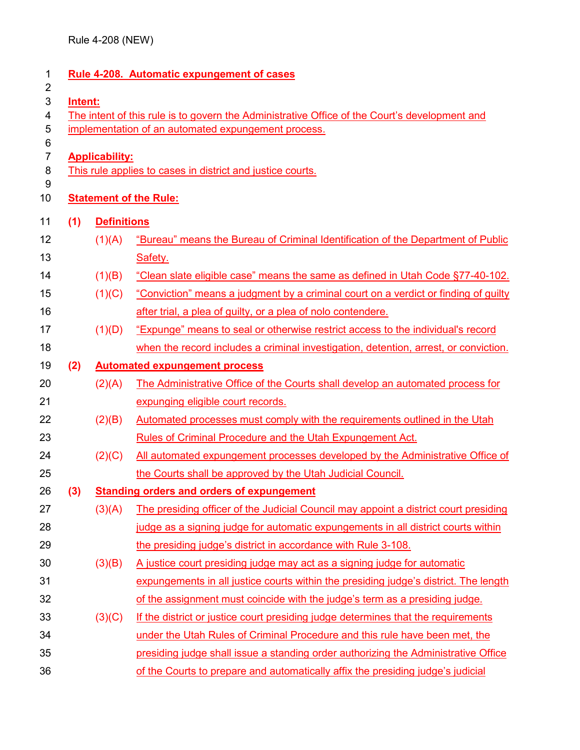Rule 4-208 (NEW)

# Rule 4-208. Automatic expungement of cases

**Intent:**

The intent of this rule is to govern the Administrative Office of the Court's development and implementation of an automated expungement process.

**Applicability:**

This rule applies to cases in district and justice courts.

**Statement of the Rule:**

**(1) Definitions**

(1)(A) "Bureau" means the Bureau of Criminal Identification of the Department of Public Safety.

(1)(B) "Clean slate eligible case" means the same as defined in Utah Code §77-40-102.

(1)(C) "Conviction" means a judgment by a criminal court on a verdict or finding of guilty after trial, a plea of guilty, or a plea of nolo contendere.

(1)(D) "Expunge" means to seal or otherwise restrict access to the individual's record when the record includes a criminal investigation, detention, arrest, or conviction.

**(2) Automated expungement process**

(2)(A) The Administrative Office of the Courts shall develop an automated process for expunging eligible court records.

(2)(B) Automated processes must comply with the requirements outlined in the Utah Rules of Criminal Procedure and the Utah Expungement Act.

(2)(C) All automated expungement processes developed by the Administrative Office of the Courts shall be approved by the Utah Judicial Council.

**(3) Standing orders and orders of expungement**

(3)(A) The presiding officer of the Judicial Council may appoint a district court presiding judge as a signing judge for automatic expungements in all district courts within the presiding judge's district in accordance with Rule 3-108.

(3)(B) A justice court presiding judge may act as a signing judge for automatic expungements in all justice courts within the presiding judge's district. The length of the assignment must coincide with the judge's term as a presiding judge.

(3)(C) If the district or justice court presiding judge determines that the requirements under the Utah Rules of Criminal Procedure and this rule have been met, the presiding judge shall issue a standing order authorizing the Administrative Office of the Courts to prepare and automatically affix the presiding judge's judicial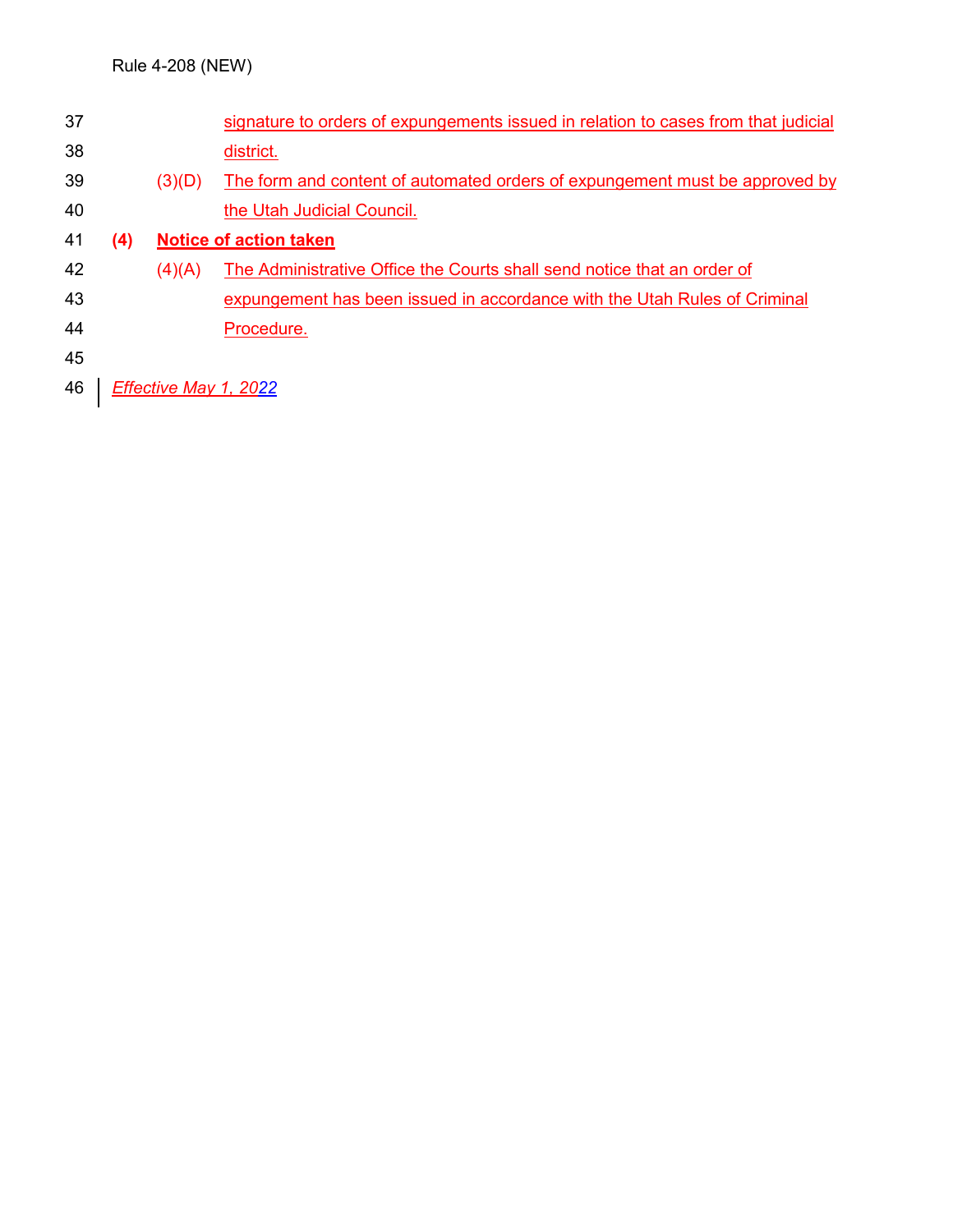signature to orders of expungements issued in relation to cases from that judicial district.

(3)(D) The form and content of automated orders of expungement must be approved by the Utah Judicial Council.

**(4) Notice of action taken**

(4)(A) The Administrative Office the Courts shall send notice that an order of expungement has been issued in accordance with the Utah Rules of Criminal Procedure.

*Effective May 1, 2022*